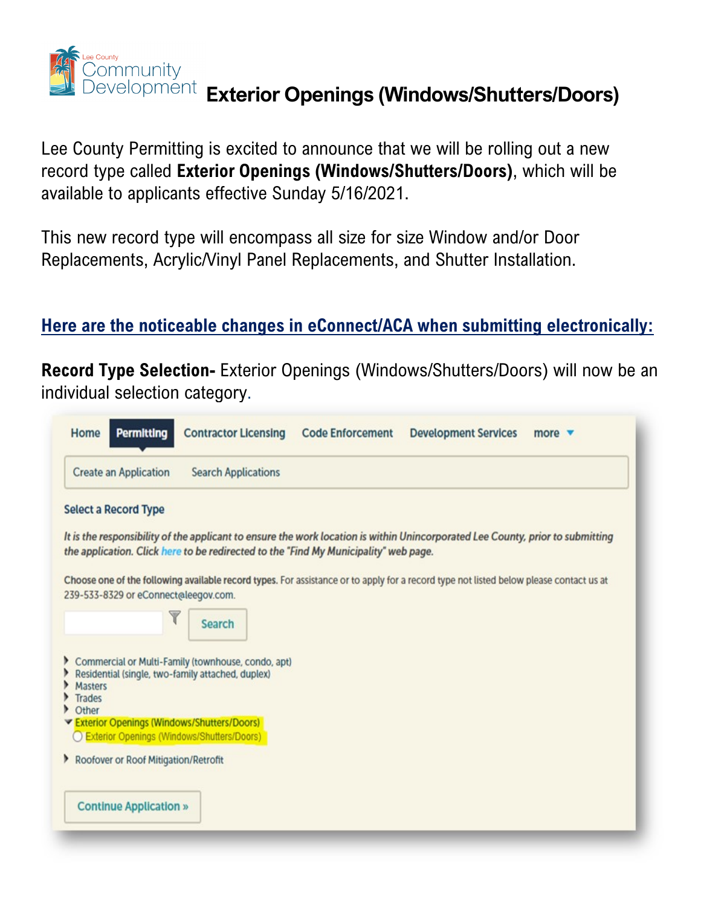# Exterior Openings (Windows/Shutters/Doors)

Lee County Community Development

Lee County Permitting is excited to announce that we will be rolling out a new record type called **Exterior Openings (Windows/Shutters/Doors)**, which will be available to applicants effective Sunday 5/16/2021.

This new record type will encompass all size for size Window and/or Door Replacements, Acrylic/Vinyl Panel Replacements, and Shutter Installation.

## Here are the noticeable changes in eConnect/ACA when submitting electronically:

**Record Type Selection-** Exterior Openings (Windows/Shutters/Doors) will now be an individual selection category.

Home | Permitting | Contractor Licensing | Code Enforcement | Development Services | more

Create an Application | Search Applications

**Select a Record Type**

*It is the responsibility of the applicant to ensure the work location is within Unincorporated Lee County, prior to submitting the application. Click here to be redirected to the "Find My Municipality" web page.*

Choose one of the following available record types. For assistance or to apply for a record type not listed below please contact us at 239-533-8329 or eConnect@leegov.com.

Search

- Commercial or Multi-Family (townhouse, condo, apt)
- Residential (single, two-family attached, duplex)
- Masters
- Trades
- Other
- Exterior Openings (Windows/Shutters/Doors)
  - Exterior Openings (Windows/Shutters/Doors)
- Roofover or Roof Mitigation/Retrofit

Continue Application »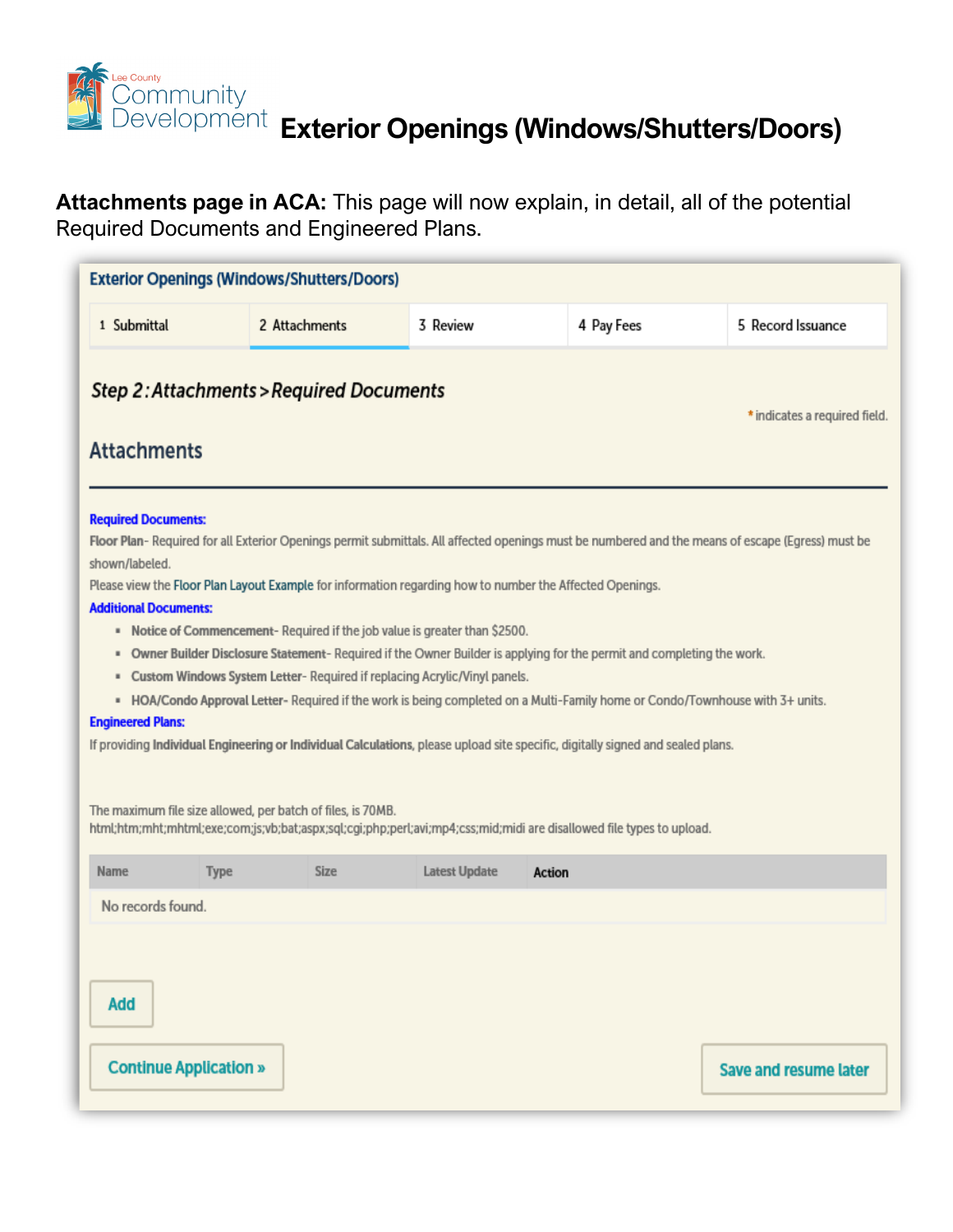Lee County Community Development

# Exterior Openings (Windows/Shutters/Doors)

**Attachments page in ACA:** This page will now explain, in detail, all of the potential Required Documents and Engineered Plans.

## Exterior Openings (Windows/Shutters/Doors)

| 1 Submittal | 2 Attachments | 3 Review | 4 Pay Fees | 5 Record Issuance |
|---|---|---|---|---|

### *Step 2: Attachments > Required Documents*

\* indicates a required field.

### Attachments

**Required Documents:**

**Floor Plan**- Required for all Exterior Openings permit submittals. All affected openings must be numbered and the means of escape (Egress) must be shown/labeled.

Please view the Floor Plan Layout Example for information regarding how to number the Affected Openings.

**Additional Documents:**

- **Notice of Commencement**- Required if the job value is greater than $2500.
- **Owner Builder Disclosure Statement**- Required if the Owner Builder is applying for the permit and completing the work.
- **Custom Windows System Letter**- Required if replacing Acrylic/Vinyl panels.
- **HOA/Condo Approval Letter**- Required if the work is being completed on a Multi-Family home or Condo/Townhouse with 3+ units.

**Engineered Plans:**

If providing **Individual Engineering or Individual Calculations**, please upload site specific, digitally signed and sealed plans.

The maximum file size allowed, per batch of files, is 70MB.
html;htm;mht;mhtml;exe;com;js;vb;bat;aspx;sql;cgi;php;perl;avi;mp4;css;mid;midi are disallowed file types to upload.

| Name | Type | Size | Latest Update | Action |
|---|---|---|---|---|
| No records found. | | | | |

Add

Continue Application »

Save and resume later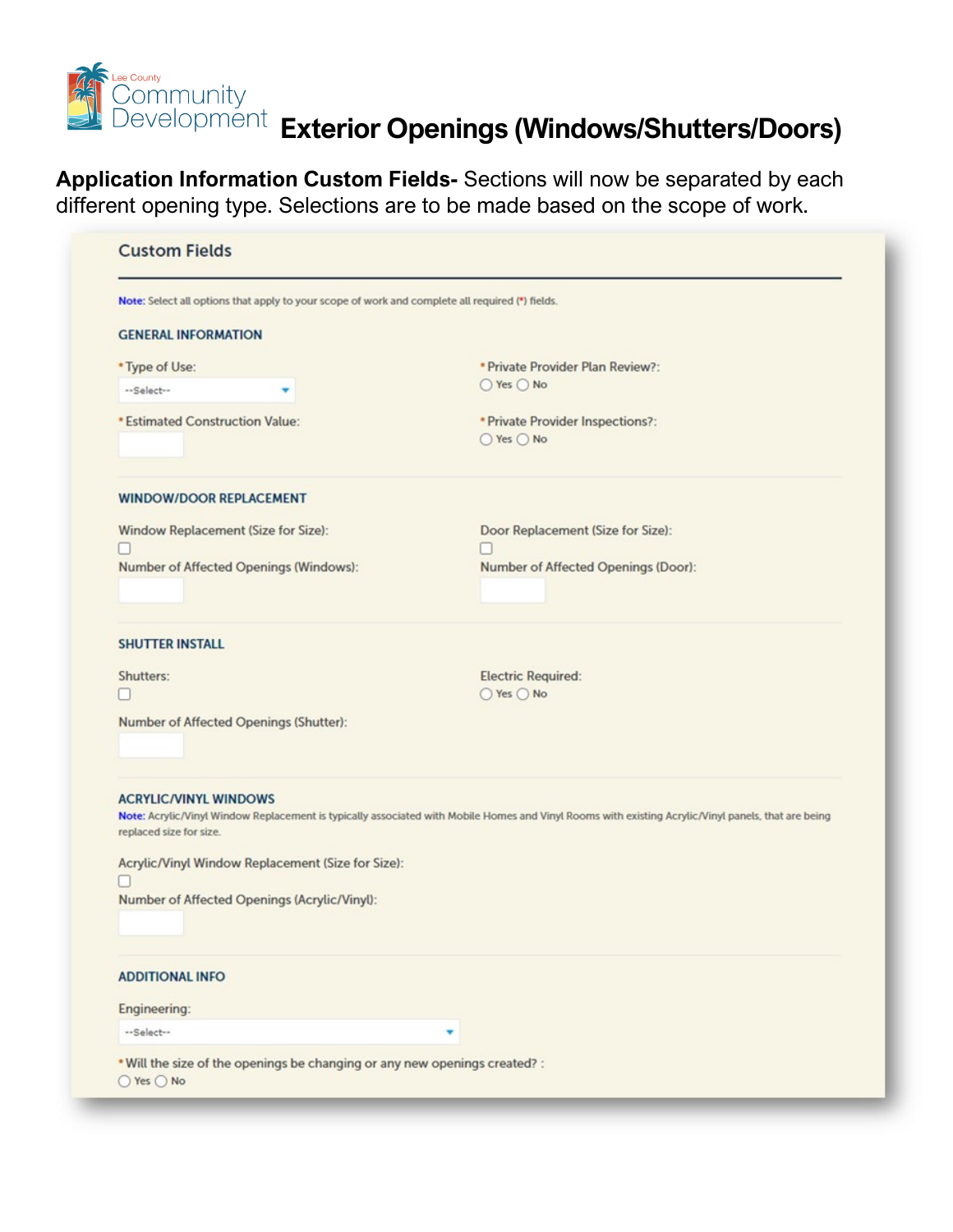Lee County Community Development

# Exterior Openings (Windows/Shutters/Doors)

**Application Information Custom Fields-** Sections will now be separated by each different opening type. Selections are to be made based on the scope of work.

## Custom Fields

Note: Select all options that apply to your scope of work and complete all required (*) fields.

### GENERAL INFORMATION

*Type of Use:
--Select--

*Private Provider Plan Review?:
○ Yes ○ No

*Estimated Construction Value:

*Private Provider Inspections?:
○ Yes ○ No

### WINDOW/DOOR REPLACEMENT

Window Replacement (Size for Size):
☐

Number of Affected Openings (Windows):

Door Replacement (Size for Size):
☐

Number of Affected Openings (Door):

### SHUTTER INSTALL

Shutters:
☐

Electric Required:
○ Yes ○ No

Number of Affected Openings (Shutter):

### ACRYLIC/VINYL WINDOWS

Note: Acrylic/Vinyl Window Replacement is typically associated with Mobile Homes and Vinyl Rooms with existing Acrylic/Vinyl panels, that are being replaced size for size.

Acrylic/Vinyl Window Replacement (Size for Size):
☐

Number of Affected Openings (Acrylic/Vinyl):

### ADDITIONAL INFO

Engineering:
--Select--

*Will the size of the openings be changing or any new openings created? :
○ Yes ○ No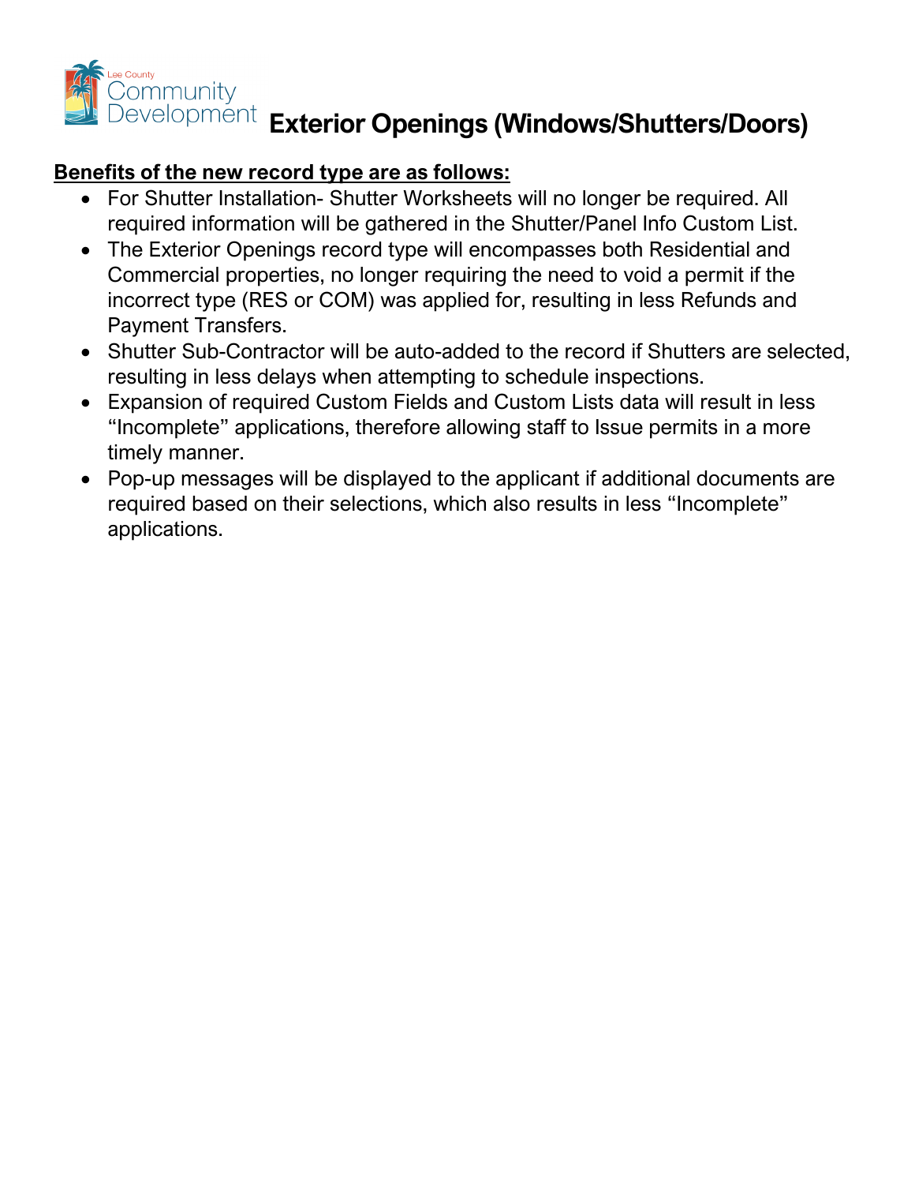# Exterior Openings (Windows/Shutters/Doors)

**Benefits of the new record type are as follows:**

- For Shutter Installation- Shutter Worksheets will no longer be required. All required information will be gathered in the Shutter/Panel Info Custom List.
- The Exterior Openings record type will encompasses both Residential and Commercial properties, no longer requiring the need to void a permit if the incorrect type (RES or COM) was applied for, resulting in less Refunds and Payment Transfers.
- Shutter Sub-Contractor will be auto-added to the record if Shutters are selected, resulting in less delays when attempting to schedule inspections.
- Expansion of required Custom Fields and Custom Lists data will result in less "Incomplete" applications, therefore allowing staff to Issue permits in a more timely manner.
- Pop-up messages will be displayed to the applicant if additional documents are required based on their selections, which also results in less "Incomplete" applications.